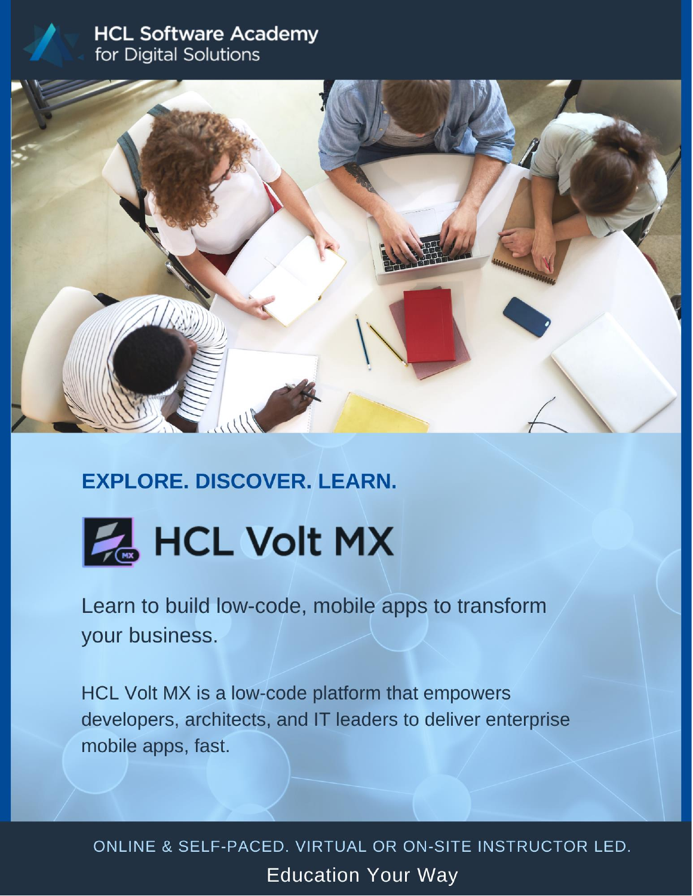HCL Software Academy
for Digital Solutions

## EXPLORE. DISCOVER. LEARN.

# HCL Volt MX

Learn to build low-code, mobile apps to transform your business.

HCL Volt MX is a low-code platform that empowers developers, architects, and IT leaders to deliver enterprise mobile apps, fast.

ONLINE & SELF-PACED. VIRTUAL OR ON-SITE INSTRUCTOR LED.

Education Your Way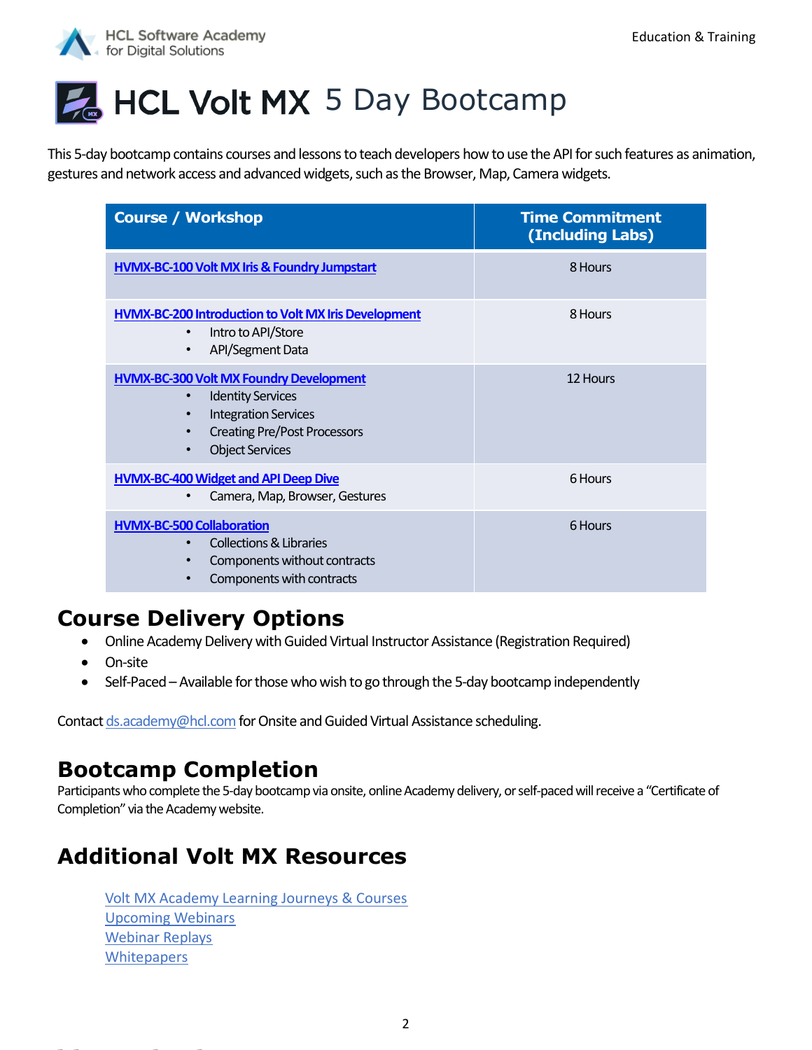# HCL Volt MX 5 Day Bootcamp

This 5-day bootcamp contains courses and lessons to teach developers how to use the API for such features as animation, gestures and network access and advanced widgets, such as the Browser, Map, Camera widgets.

| Course / Workshop | Time Commitment (Including Labs) |
|---|---|
| HVMX-BC-100 Volt MX Iris & Foundry Jumpstart | 8 Hours |
| HVMX-BC-200 Introduction to Volt MX Iris Development<br>• Intro to API/Store<br>• API/Segment Data | 8 Hours |
| HVMX-BC-300 Volt MX Foundry Development<br>• Identity Services<br>• Integration Services<br>• Creating Pre/Post Processors<br>• Object Services | 12 Hours |
| HVMX-BC-400 Widget and API Deep Dive<br>• Camera, Map, Browser, Gestures | 6 Hours |
| HVMX-BC-500 Collaboration<br>• Collections & Libraries<br>• Components without contracts<br>• Components with contracts | 6 Hours |

## Course Delivery Options

- Online Academy Delivery with Guided Virtual Instructor Assistance (Registration Required)
- On-site
- Self-Paced – Available for those who wish to go through the 5-day bootcamp independently

Contact ds.academy@hcl.com for Onsite and Guided Virtual Assistance scheduling.

## Bootcamp Completion

Participants who complete the 5-day bootcamp via onsite, online Academy delivery, or self-paced will receive a "Certificate of Completion" via the Academy website.

## Additional Volt MX Resources

Volt MX Academy Learning Journeys & Courses
Upcoming Webinars
Webinar Replays
Whitepapers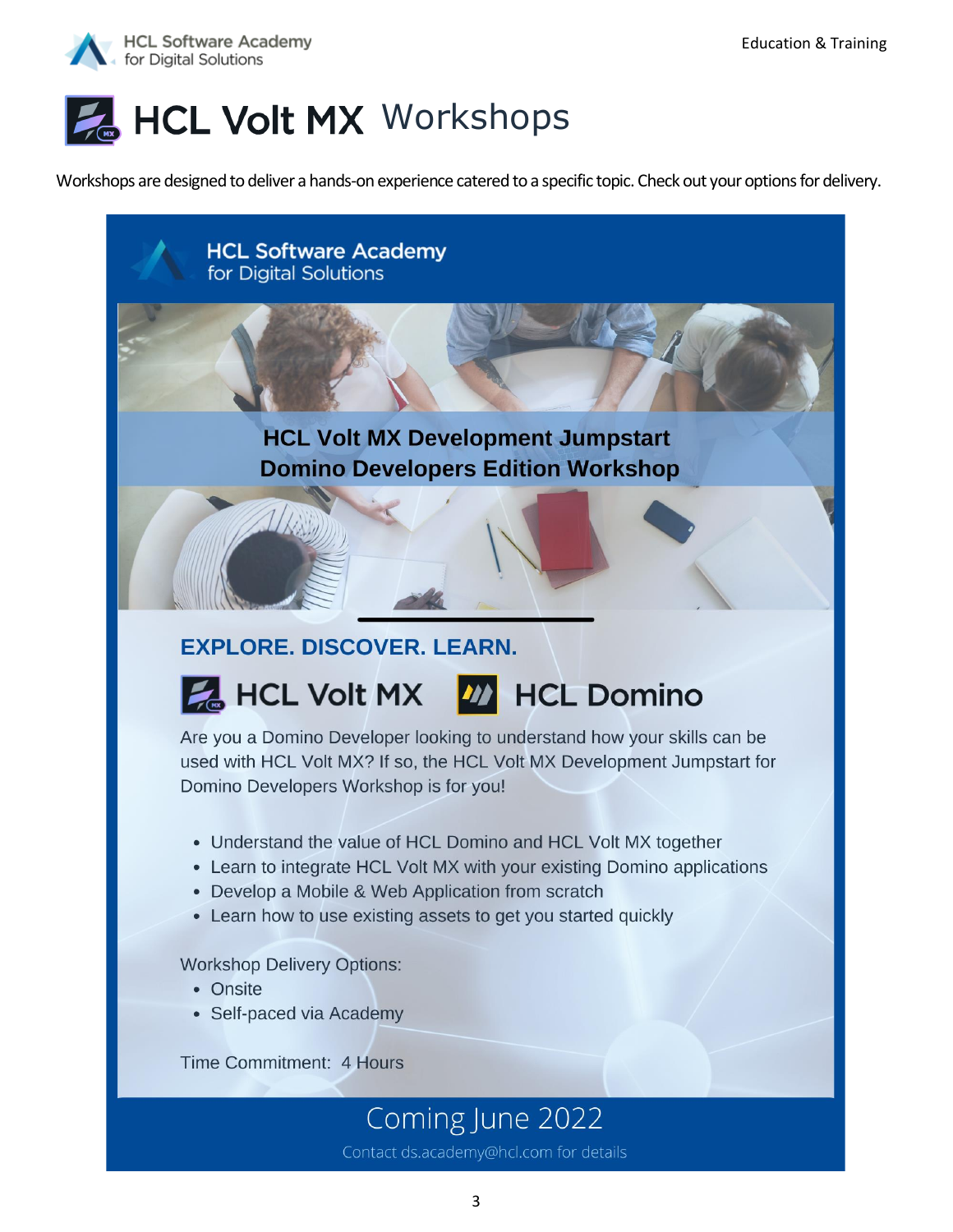# HCL Volt MX Workshops

Workshops are designed to deliver a hands-on experience catered to a specific topic. Check out your options for delivery.

HCL Software Academy for Digital Solutions

## HCL Volt MX Development Jumpstart Domino Developers Edition Workshop

### EXPLORE. DISCOVER. LEARN.

HCL Volt MX HCL Domino

Are you a Domino Developer looking to understand how your skills can be used with HCL Volt MX? If so, the HCL Volt MX Development Jumpstart for Domino Developers Workshop is for you!

- Understand the value of HCL Domino and HCL Volt MX together
- Learn to integrate HCL Volt MX with your existing Domino applications
- Develop a Mobile & Web Application from scratch
- Learn how to use existing assets to get you started quickly

Workshop Delivery Options:

- Onsite
- Self-paced via Academy

Time Commitment: 4 Hours

Coming June 2022

Contact ds.academy@hcl.com for details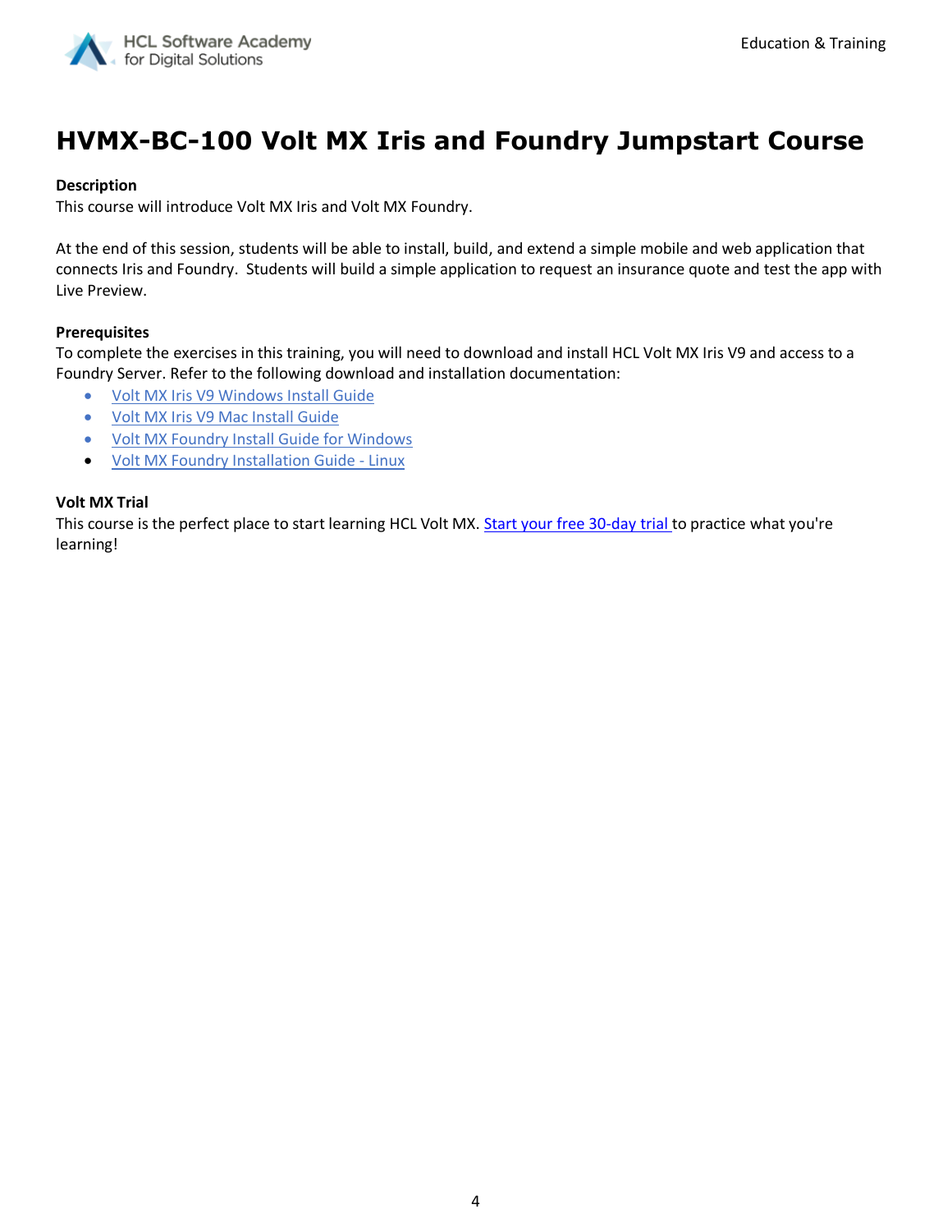# HVMX-BC-100 Volt MX Iris and Foundry Jumpstart Course

**Description**

This course will introduce Volt MX Iris and Volt MX Foundry.

At the end of this session, students will be able to install, build, and extend a simple mobile and web application that connects Iris and Foundry. Students will build a simple application to request an insurance quote and test the app with Live Preview.

**Prerequisites**

To complete the exercises in this training, you will need to download and install HCL Volt MX Iris V9 and access to a Foundry Server. Refer to the following download and installation documentation:

- Volt MX Iris V9 Windows Install Guide
- Volt MX Iris V9 Mac Install Guide
- Volt MX Foundry Install Guide for Windows
- Volt MX Foundry Installation Guide - Linux

**Volt MX Trial**

This course is the perfect place to start learning HCL Volt MX. Start your free 30-day trial to practice what you're learning!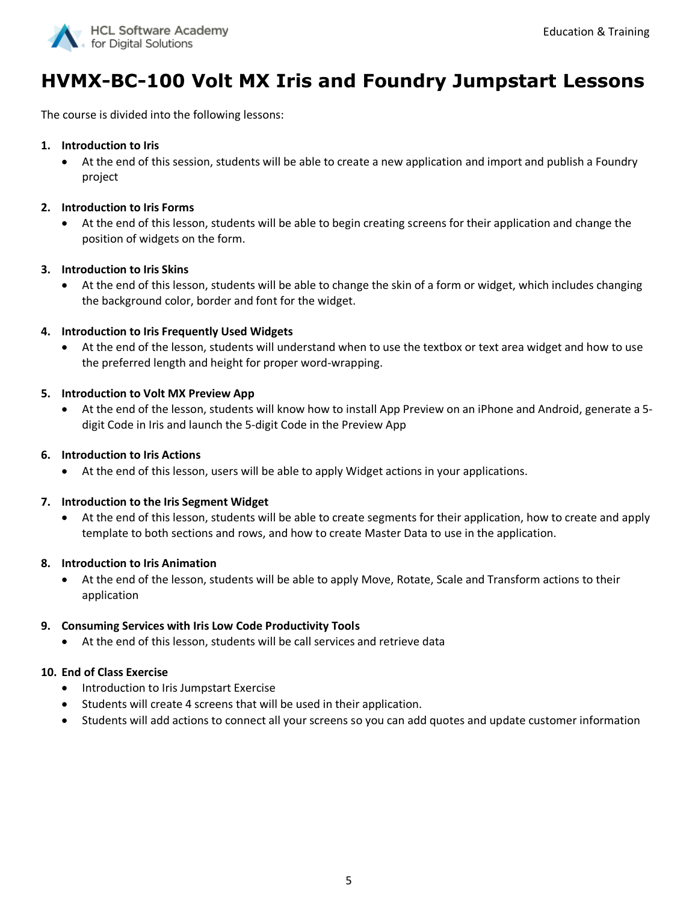# HVMX-BC-100 Volt MX Iris and Foundry Jumpstart Lessons

The course is divided into the following lessons:

1. **Introduction to Iris**
   - At the end of this session, students will be able to create a new application and import and publish a Foundry project

2. **Introduction to Iris Forms**
   - At the end of this lesson, students will be able to begin creating screens for their application and change the position of widgets on the form.

3. **Introduction to Iris Skins**
   - At the end of this lesson, students will be able to change the skin of a form or widget, which includes changing the background color, border and font for the widget.

4. **Introduction to Iris Frequently Used Widgets**
   - At the end of the lesson, students will understand when to use the textbox or text area widget and how to use the preferred length and height for proper word-wrapping.

5. **Introduction to Volt MX Preview App**
   - At the end of the lesson, students will know how to install App Preview on an iPhone and Android, generate a 5-digit Code in Iris and launch the 5-digit Code in the Preview App

6. **Introduction to Iris Actions**
   - At the end of this lesson, users will be able to apply Widget actions in your applications.

7. **Introduction to the Iris Segment Widget**
   - At the end of this lesson, students will be able to create segments for their application, how to create and apply template to both sections and rows, and how to create Master Data to use in the application.

8. **Introduction to Iris Animation**
   - At the end of the lesson, students will be able to apply Move, Rotate, Scale and Transform actions to their application

9. **Consuming Services with Iris Low Code Productivity Tools**
   - At the end of this lesson, students will be call services and retrieve data

10. **End of Class Exercise**
    - Introduction to Iris Jumpstart Exercise
    - Students will create 4 screens that will be used in their application.
    - Students will add actions to connect all your screens so you can add quotes and update customer information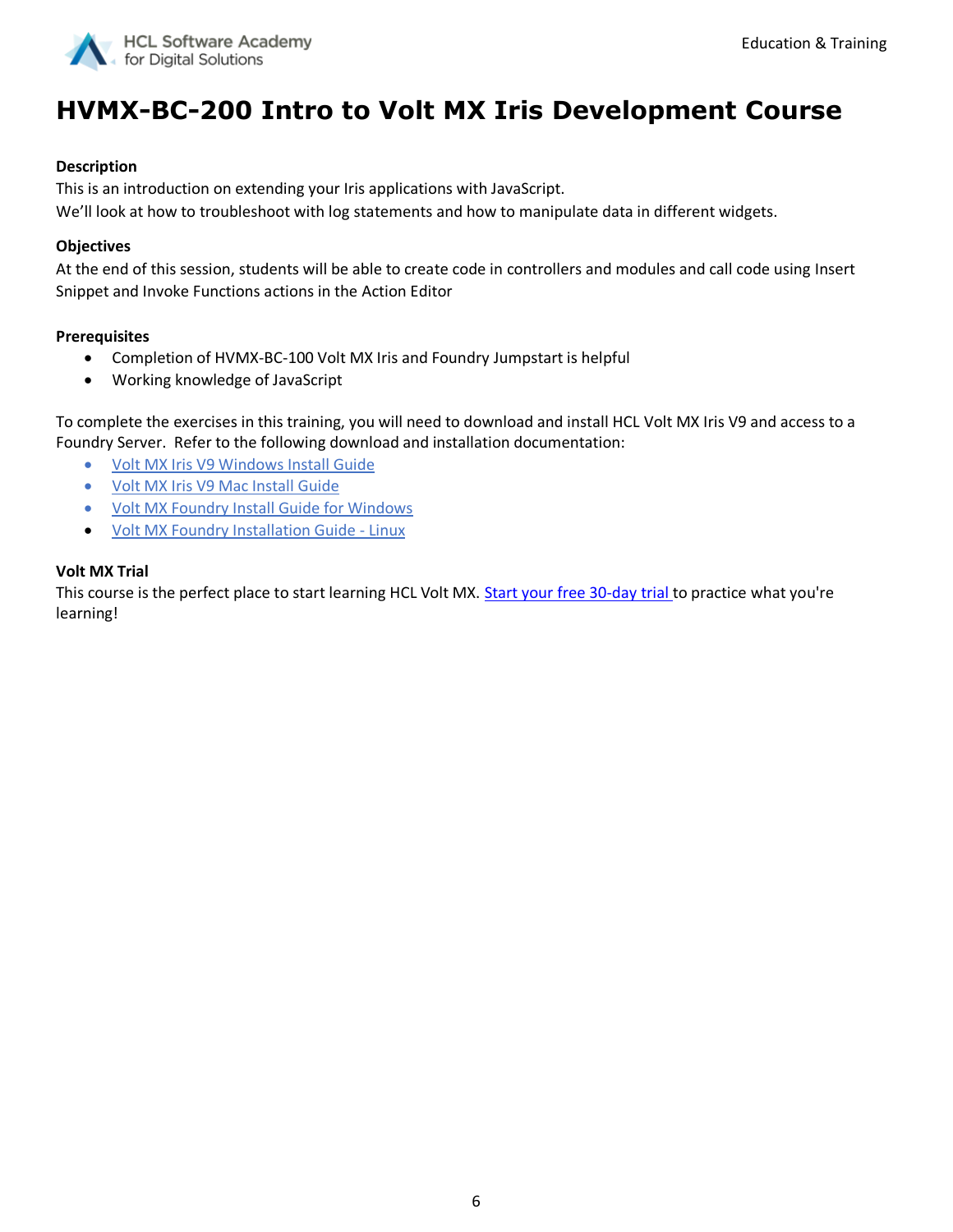# HVMX-BC-200 Intro to Volt MX Iris Development Course

**Description**

This is an introduction on extending your Iris applications with JavaScript.
We'll look at how to troubleshoot with log statements and how to manipulate data in different widgets.

**Objectives**

At the end of this session, students will be able to create code in controllers and modules and call code using Insert Snippet and Invoke Functions actions in the Action Editor

**Prerequisites**

- Completion of HVMX-BC-100 Volt MX Iris and Foundry Jumpstart is helpful
- Working knowledge of JavaScript

To complete the exercises in this training, you will need to download and install HCL Volt MX Iris V9 and access to a Foundry Server. Refer to the following download and installation documentation:

- Volt MX Iris V9 Windows Install Guide
- Volt MX Iris V9 Mac Install Guide
- Volt MX Foundry Install Guide for Windows
- Volt MX Foundry Installation Guide - Linux

**Volt MX Trial**

This course is the perfect place to start learning HCL Volt MX. Start your free 30-day trial to practice what you're learning!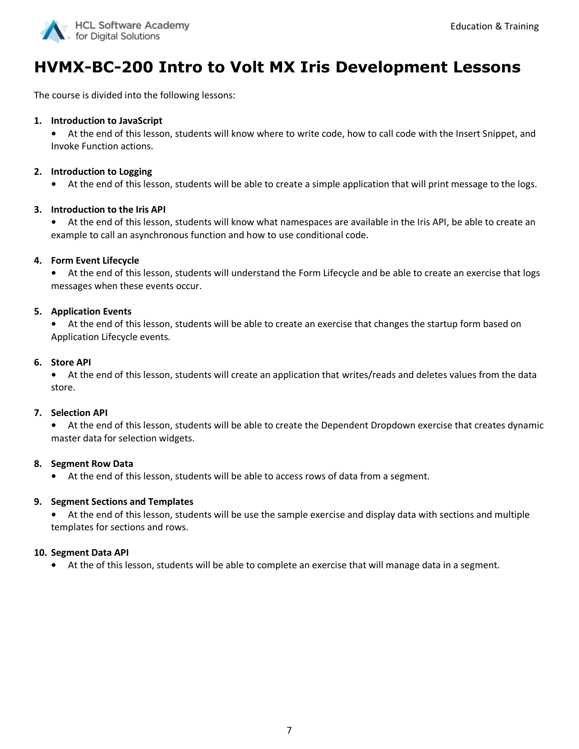# HVMX-BC-200 Intro to Volt MX Iris Development Lessons

The course is divided into the following lessons:

1. **Introduction to JavaScript**
   - At the end of this lesson, students will know where to write code, how to call code with the Insert Snippet, and Invoke Function actions.

2. **Introduction to Logging**
   - At the end of this lesson, students will be able to create a simple application that will print message to the logs.

3. **Introduction to the Iris API**
   - At the end of this lesson, students will know what namespaces are available in the Iris API, be able to create an example to call an asynchronous function and how to use conditional code.

4. **Form Event Lifecycle**
   - At the end of this lesson, students will understand the Form Lifecycle and be able to create an exercise that logs messages when these events occur.

5. **Application Events**
   - At the end of this lesson, students will be able to create an exercise that changes the startup form based on Application Lifecycle events.

6. **Store API**
   - At the end of this lesson, students will create an application that writes/reads and deletes values from the data store.

7. **Selection API**
   - At the end of this lesson, students will be able to create the Dependent Dropdown exercise that creates dynamic master data for selection widgets.

8. **Segment Row Data**
   - At the end of this lesson, students will be able to access rows of data from a segment.

9. **Segment Sections and Templates**
   - At the end of this lesson, students will be use the sample exercise and display data with sections and multiple templates for sections and rows.

10. **Segment Data API**
    - At the of this lesson, students will be able to complete an exercise that will manage data in a segment.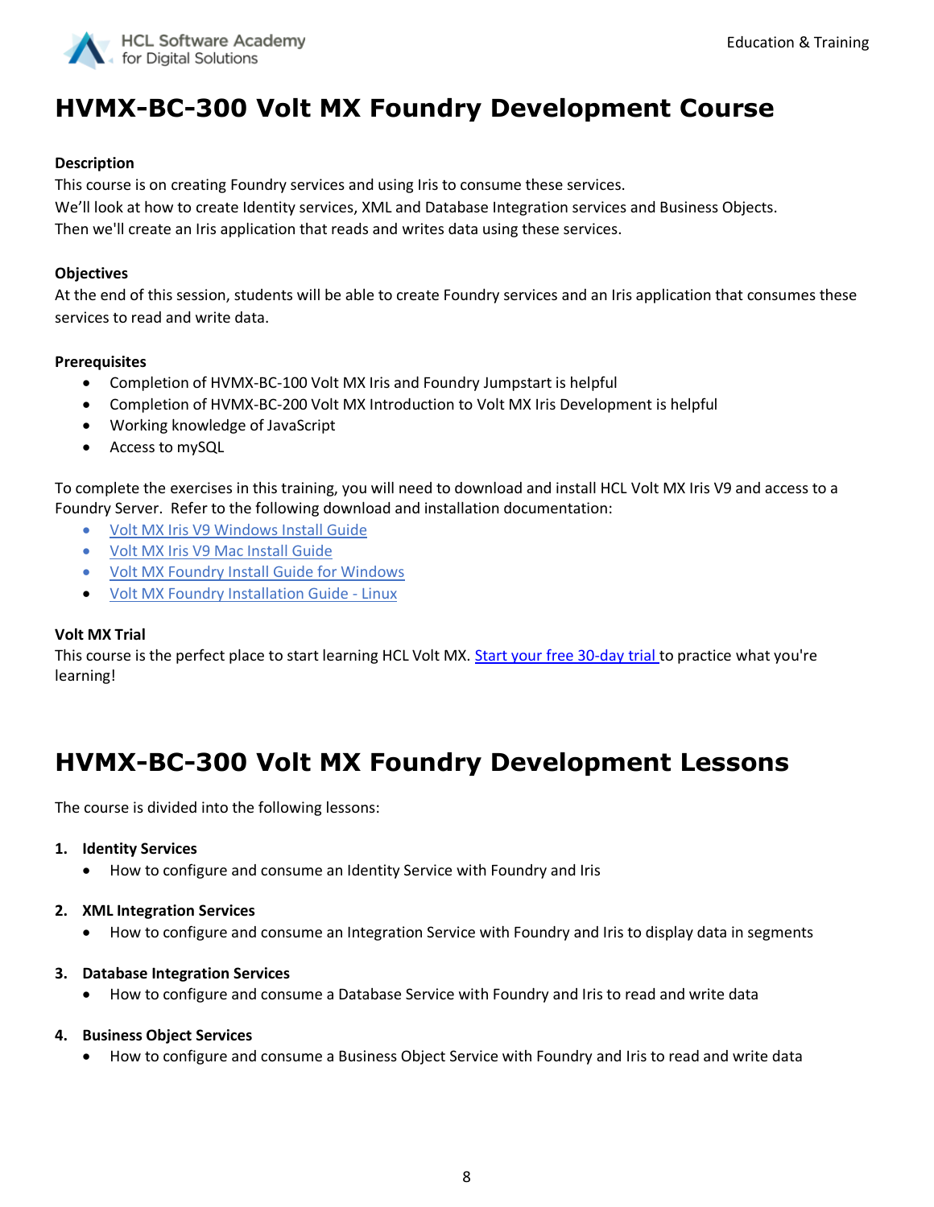# HVMX-BC-300 Volt MX Foundry Development Course

**Description**

This course is on creating Foundry services and using Iris to consume these services.
We'll look at how to create Identity services, XML and Database Integration services and Business Objects.
Then we'll create an Iris application that reads and writes data using these services.

**Objectives**

At the end of this session, students will be able to create Foundry services and an Iris application that consumes these services to read and write data.

**Prerequisites**

- Completion of HVMX-BC-100 Volt MX Iris and Foundry Jumpstart is helpful
- Completion of HVMX-BC-200 Volt MX Introduction to Volt MX Iris Development is helpful
- Working knowledge of JavaScript
- Access to mySQL

To complete the exercises in this training, you will need to download and install HCL Volt MX Iris V9 and access to a Foundry Server. Refer to the following download and installation documentation:

- Volt MX Iris V9 Windows Install Guide
- Volt MX Iris V9 Mac Install Guide
- Volt MX Foundry Install Guide for Windows
- Volt MX Foundry Installation Guide - Linux

**Volt MX Trial**

This course is the perfect place to start learning HCL Volt MX. Start your free 30-day trial to practice what you're learning!

# HVMX-BC-300 Volt MX Foundry Development Lessons

The course is divided into the following lessons:

1. **Identity Services**
   - How to configure and consume an Identity Service with Foundry and Iris

2. **XML Integration Services**
   - How to configure and consume an Integration Service with Foundry and Iris to display data in segments

3. **Database Integration Services**
   - How to configure and consume a Database Service with Foundry and Iris to read and write data

4. **Business Object Services**
   - How to configure and consume a Business Object Service with Foundry and Iris to read and write data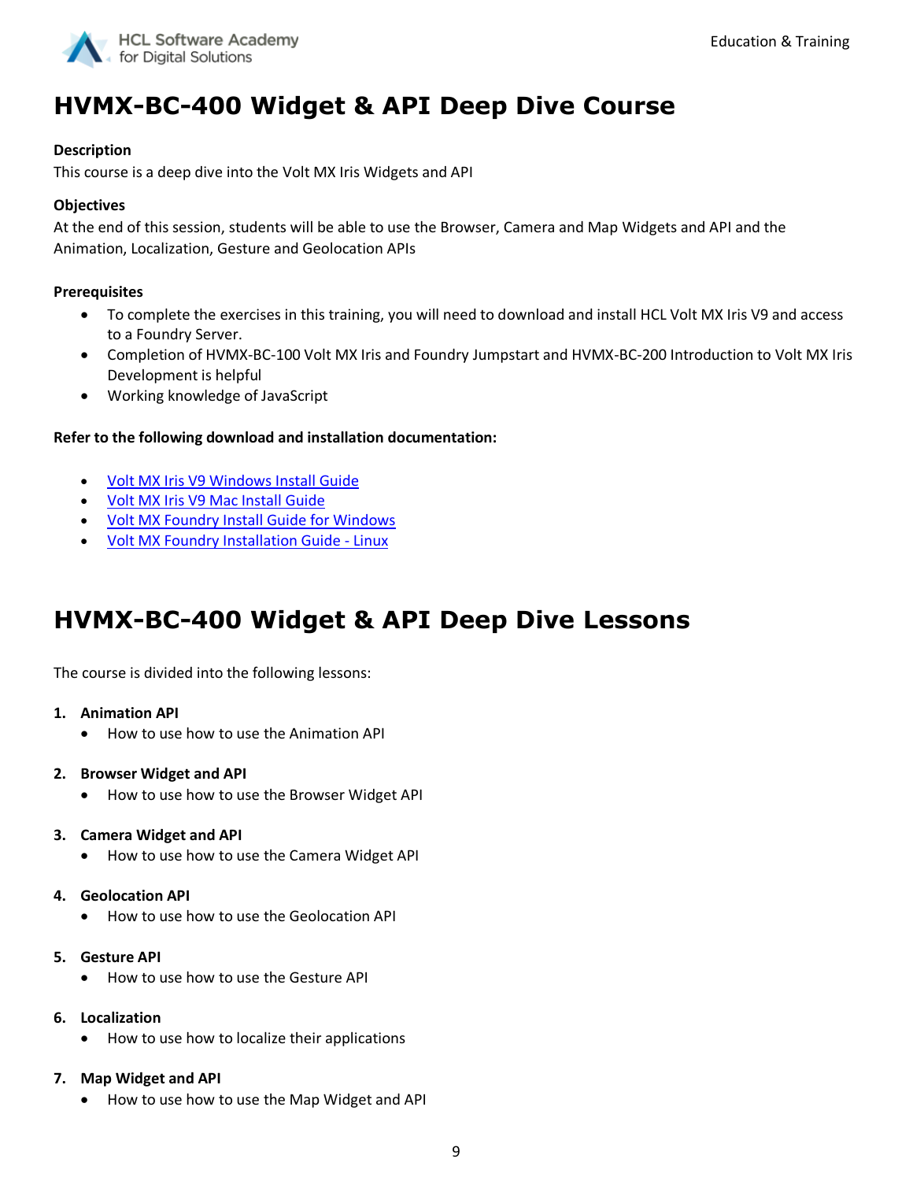# HVMX-BC-400 Widget & API Deep Dive Course

**Description**

This course is a deep dive into the Volt MX Iris Widgets and API

**Objectives**

At the end of this session, students will be able to use the Browser, Camera and Map Widgets and API and the Animation, Localization, Gesture and Geolocation APIs

**Prerequisites**

- To complete the exercises in this training, you will need to download and install HCL Volt MX Iris V9 and access to a Foundry Server.
- Completion of HVMX-BC-100 Volt MX Iris and Foundry Jumpstart and HVMX-BC-200 Introduction to Volt MX Iris Development is helpful
- Working knowledge of JavaScript

**Refer to the following download and installation documentation:**

- Volt MX Iris V9 Windows Install Guide
- Volt MX Iris V9 Mac Install Guide
- Volt MX Foundry Install Guide for Windows
- Volt MX Foundry Installation Guide - Linux

# HVMX-BC-400 Widget & API Deep Dive Lessons

The course is divided into the following lessons:

1. **Animation API**
   - How to use how to use the Animation API
2. **Browser Widget and API**
   - How to use how to use the Browser Widget API
3. **Camera Widget and API**
   - How to use how to use the Camera Widget API
4. **Geolocation API**
   - How to use how to use the Geolocation API
5. **Gesture API**
   - How to use how to use the Gesture API
6. **Localization**
   - How to use how to localize their applications
7. **Map Widget and API**
   - How to use how to use the Map Widget and API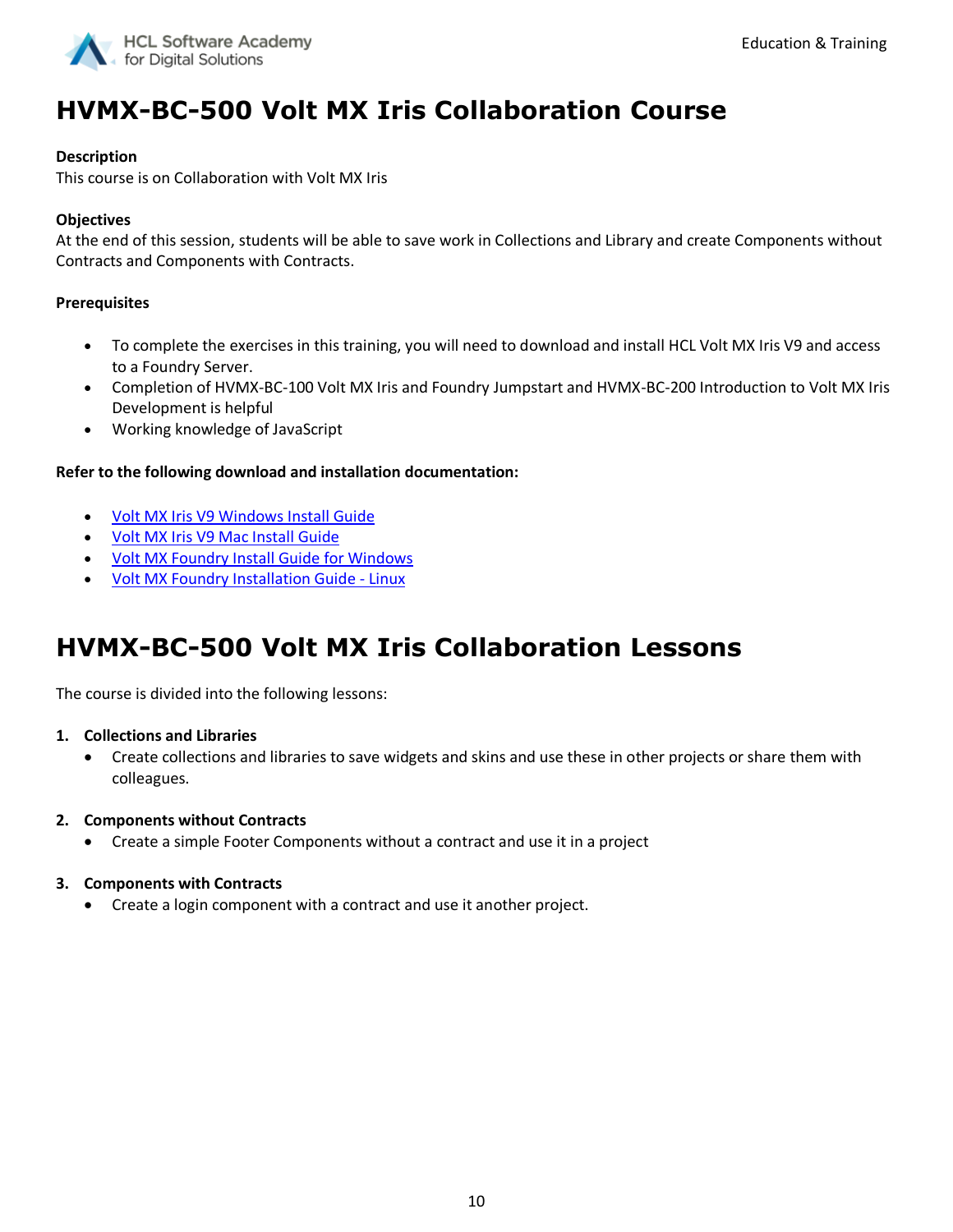# HVMX-BC-500 Volt MX Iris Collaboration Course

**Description**
This course is on Collaboration with Volt MX Iris

**Objectives**
At the end of this session, students will be able to save work in Collections and Library and create Components without Contracts and Components with Contracts.

**Prerequisites**

- To complete the exercises in this training, you will need to download and install HCL Volt MX Iris V9 and access to a Foundry Server.
- Completion of HVMX-BC-100 Volt MX Iris and Foundry Jumpstart and HVMX-BC-200 Introduction to Volt MX Iris Development is helpful
- Working knowledge of JavaScript

**Refer to the following download and installation documentation:**

- Volt MX Iris V9 Windows Install Guide
- Volt MX Iris V9 Mac Install Guide
- Volt MX Foundry Install Guide for Windows
- Volt MX Foundry Installation Guide - Linux

# HVMX-BC-500 Volt MX Iris Collaboration Lessons

The course is divided into the following lessons:

1. **Collections and Libraries**
   - Create collections and libraries to save widgets and skins and use these in other projects or share them with colleagues.
2. **Components without Contracts**
   - Create a simple Footer Components without a contract and use it in a project
3. **Components with Contracts**
   - Create a login component with a contract and use it another project.